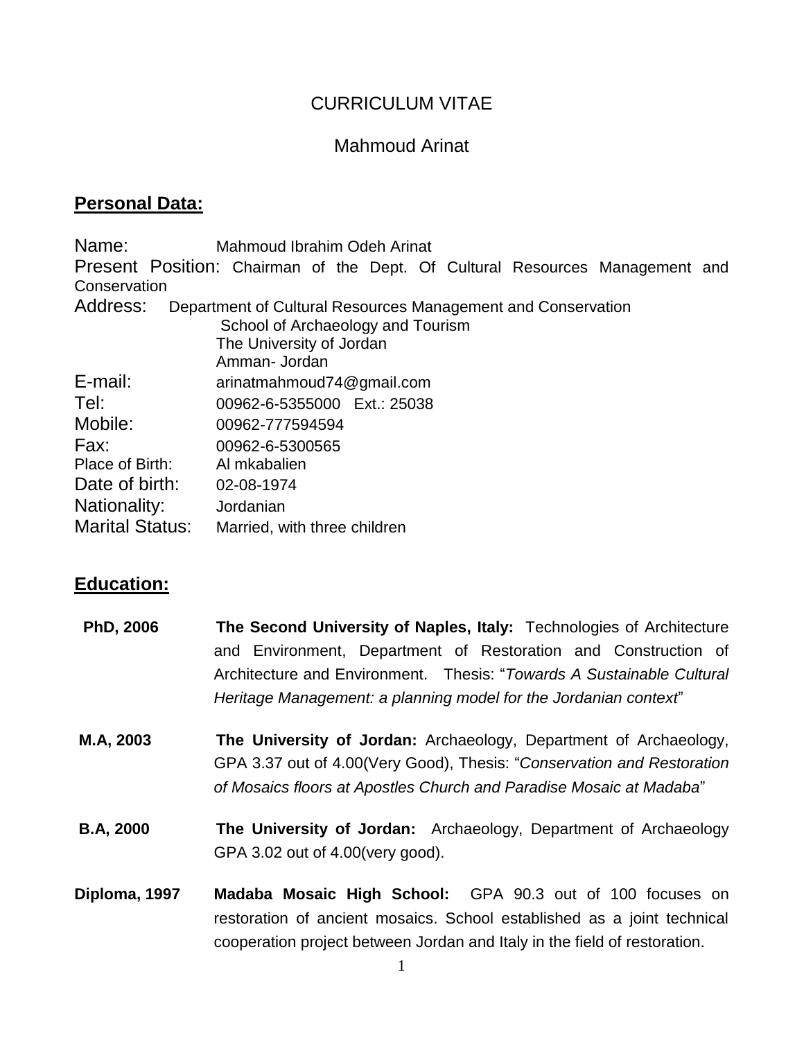# CURRICULUM VITAE

## Mahmoud Arinat

### Personal Data:

Name: Mahmoud Ibrahim Odeh Arinat

Present Position: Chairman of the Dept. Of Cultural Resources Management and Conservation

Address: Department of Cultural Resources Management and Conservation
School of Archaeology and Tourism
The University of Jordan
Amman- Jordan

E-mail: arinatmahmoud74@gmail.com

Tel: 00962-6-5355000 Ext.: 25038

Mobile: 00962-777594594

Fax: 00962-6-5300565

Place of Birth: Al mkabalien

Date of birth: 02-08-1974

Nationality: Jordanian

Marital Status: Married, with three children

### Education:

**PhD, 2006** **The Second University of Naples, Italy:** Technologies of Architecture and Environment, Department of Restoration and Construction of Architecture and Environment. Thesis: "*Towards A Sustainable Cultural Heritage Management: a planning model for the Jordanian context*"

**M.A, 2003** **The University of Jordan:** Archaeology, Department of Archaeology, GPA 3.37 out of 4.00(Very Good), Thesis: "*Conservation and Restoration of Mosaics floors at Apostles Church and Paradise Mosaic at Madaba*"

**B.A, 2000** **The University of Jordan:** Archaeology, Department of Archaeology GPA 3.02 out of 4.00(very good).

**Diploma, 1997** **Madaba Mosaic High School:** GPA 90.3 out of 100 focuses on restoration of ancient mosaics. School established as a joint technical cooperation project between Jordan and Italy in the field of restoration.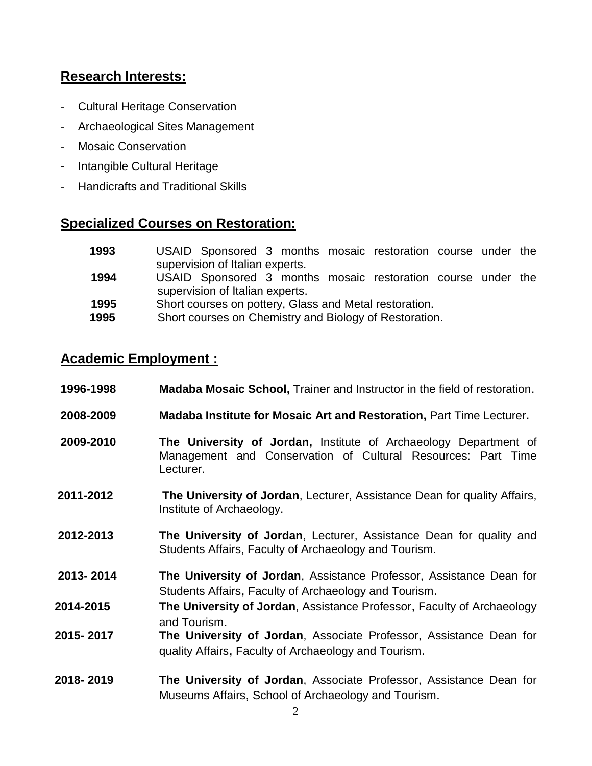## Research Interests:

- Cultural Heritage Conservation
- Archaeological Sites Management
- Mosaic Conservation
- Intangible Cultural Heritage
- Handicrafts and Traditional Skills

## Specialized Courses on Restoration:

**1993** USAID Sponsored 3 months mosaic restoration course under the supervision of Italian experts.

**1994** USAID Sponsored 3 months mosaic restoration course under the supervision of Italian experts.

**1995** Short courses on pottery, Glass and Metal restoration.

**1995** Short courses on Chemistry and Biology of Restoration.

## Academic Employment :

**1996-1998** **Madaba Mosaic School,** Trainer and Instructor in the field of restoration.

**2008-2009** **Madaba Institute for Mosaic Art and Restoration,** Part Time Lecturer**.**

**2009-2010** **The University of Jordan,** Institute of Archaeology Department of Management and Conservation of Cultural Resources: Part Time Lecturer.

**2011-2012** **The University of Jordan**, Lecturer, Assistance Dean for quality Affairs, Institute of Archaeology.

**2012-2013** **The University of Jordan**, Lecturer, Assistance Dean for quality and Students Affairs, Faculty of Archaeology and Tourism.

**2013- 2014** **The University of Jordan**, Assistance Professor, Assistance Dean for Students Affairs, Faculty of Archaeology and Tourism.

**2014-2015** **The University of Jordan**, Assistance Professor, Faculty of Archaeology and Tourism.

**2015- 2017** **The University of Jordan**, Associate Professor, Assistance Dean for quality Affairs, Faculty of Archaeology and Tourism.

**2018- 2019** **The University of Jordan**, Associate Professor, Assistance Dean for Museums Affairs, School of Archaeology and Tourism.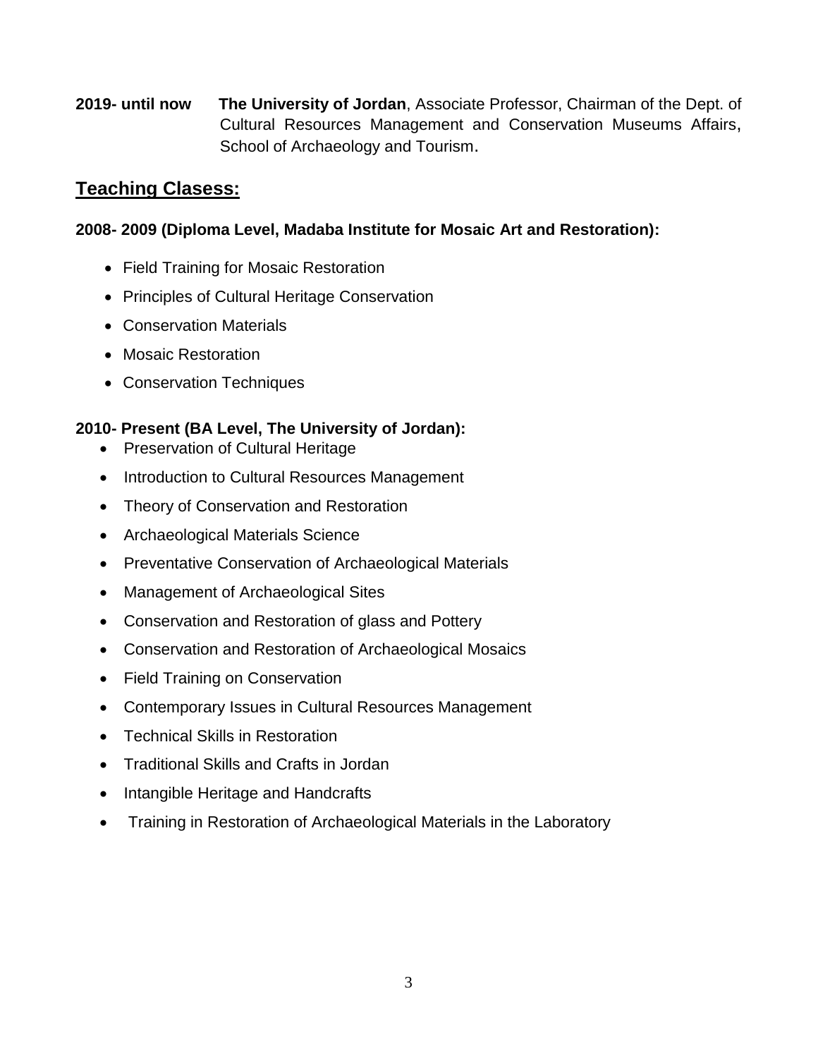**2019- until now** **The University of Jordan**, Associate Professor, Chairman of the Dept. of Cultural Resources Management and Conservation Museums Affairs, School of Archaeology and Tourism.

## Teaching Clasess:

**2008- 2009 (Diploma Level, Madaba Institute for Mosaic Art and Restoration):**

- Field Training for Mosaic Restoration
- Principles of Cultural Heritage Conservation
- Conservation Materials
- Mosaic Restoration
- Conservation Techniques

**2010- Present (BA Level, The University of Jordan):**

- Preservation of Cultural Heritage
- Introduction to Cultural Resources Management
- Theory of Conservation and Restoration
- Archaeological Materials Science
- Preventative Conservation of Archaeological Materials
- Management of Archaeological Sites
- Conservation and Restoration of glass and Pottery
- Conservation and Restoration of Archaeological Mosaics
- Field Training on Conservation
- Contemporary Issues in Cultural Resources Management
- Technical Skills in Restoration
- Traditional Skills and Crafts in Jordan
- Intangible Heritage and Handcrafts
- Training in Restoration of Archaeological Materials in the Laboratory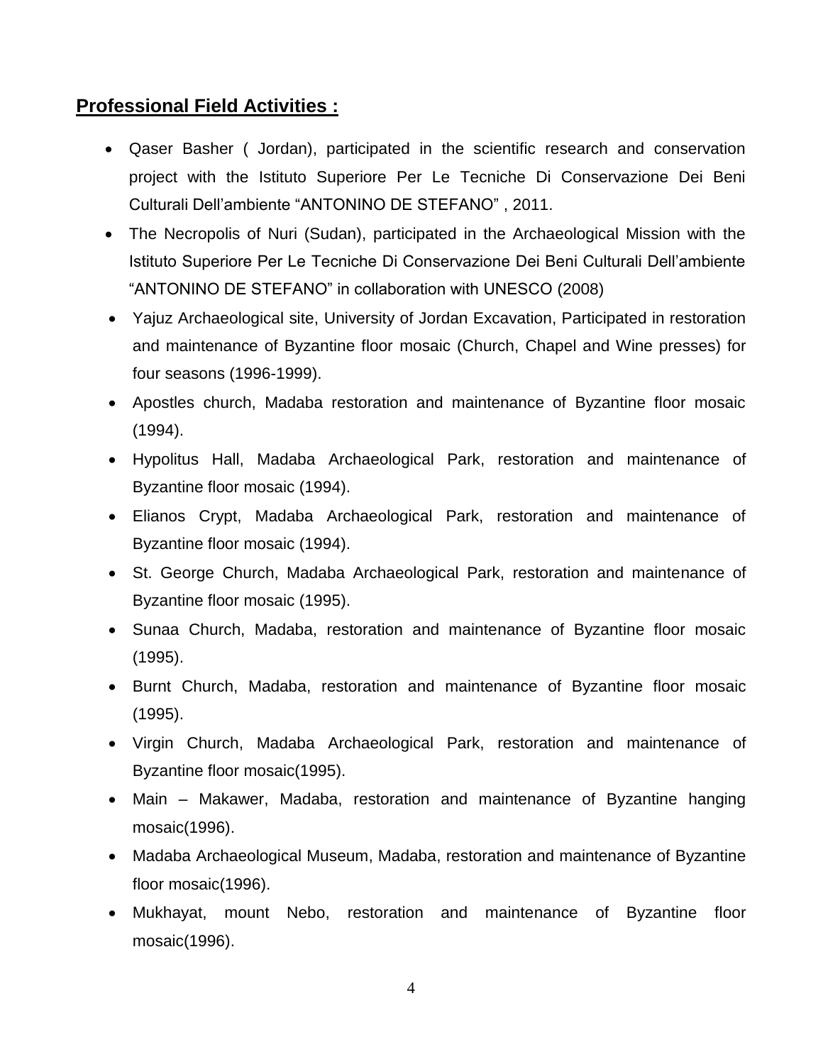## **Professional Field Activities :**

- Qaser Basher ( Jordan), participated in the scientific research and conservation project with the Istituto Superiore Per Le Tecniche Di Conservazione Dei Beni Culturali Dell'ambiente "ANTONINO DE STEFANO" , 2011.
- The Necropolis of Nuri (Sudan), participated in the Archaeological Mission with the Istituto Superiore Per Le Tecniche Di Conservazione Dei Beni Culturali Dell'ambiente "ANTONINO DE STEFANO" in collaboration with UNESCO (2008)
- Yajuz Archaeological site, University of Jordan Excavation, Participated in restoration and maintenance of Byzantine floor mosaic (Church, Chapel and Wine presses) for four seasons (1996-1999).
- Apostles church, Madaba restoration and maintenance of Byzantine floor mosaic (1994).
- Hypolitus Hall, Madaba Archaeological Park, restoration and maintenance of Byzantine floor mosaic (1994).
- Elianos Crypt, Madaba Archaeological Park, restoration and maintenance of Byzantine floor mosaic (1994).
- St. George Church, Madaba Archaeological Park, restoration and maintenance of Byzantine floor mosaic (1995).
- Sunaa Church, Madaba, restoration and maintenance of Byzantine floor mosaic (1995).
- Burnt Church, Madaba, restoration and maintenance of Byzantine floor mosaic (1995).
- Virgin Church, Madaba Archaeological Park, restoration and maintenance of Byzantine floor mosaic(1995).
- Main – Makawer, Madaba, restoration and maintenance of Byzantine hanging mosaic(1996).
- Madaba Archaeological Museum, Madaba, restoration and maintenance of Byzantine floor mosaic(1996).
- Mukhayat, mount Nebo, restoration and maintenance of Byzantine floor mosaic(1996).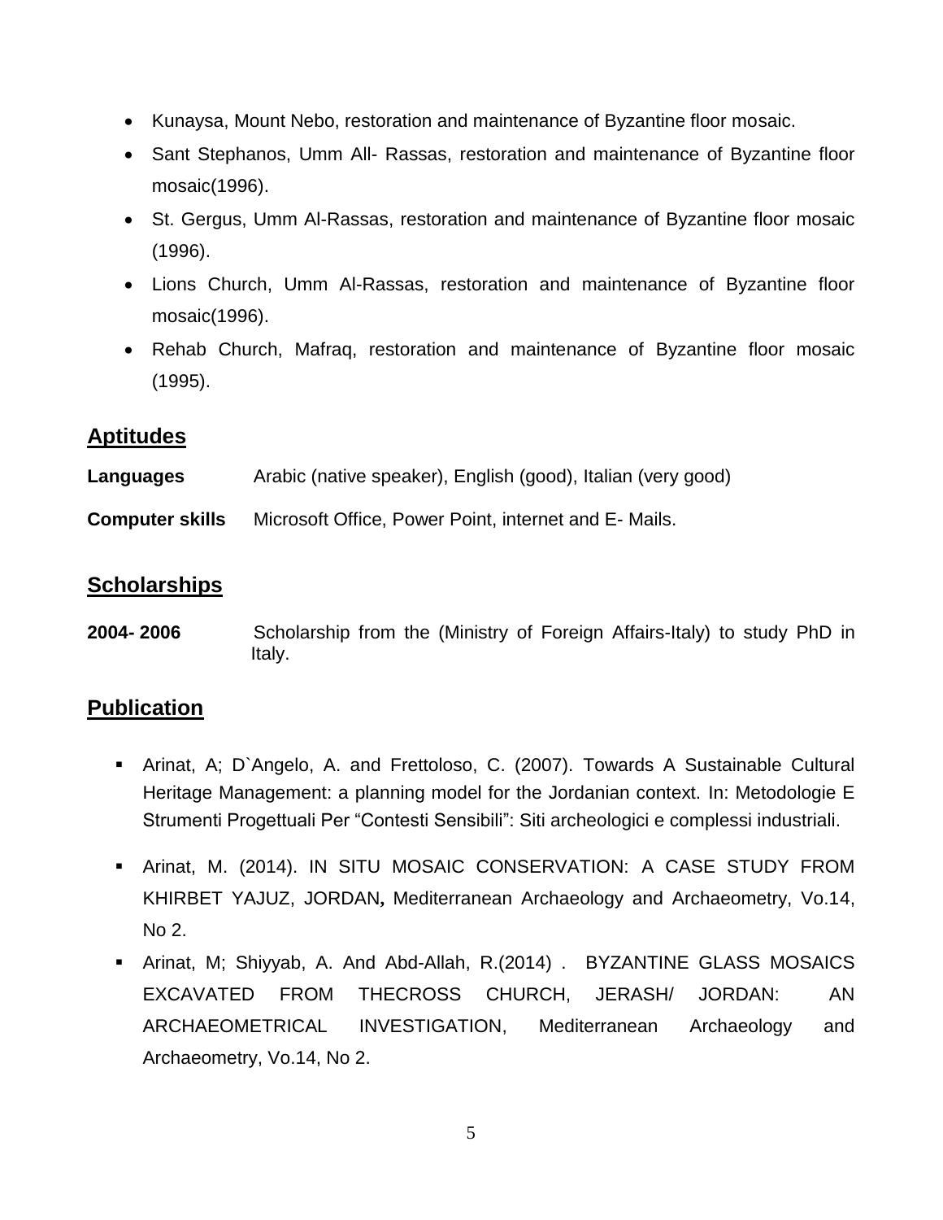- Kunaysa, Mount Nebo, restoration and maintenance of Byzantine floor mosaic.
- Sant Stephanos, Umm All- Rassas, restoration and maintenance of Byzantine floor mosaic(1996).
- St. Gergus, Umm Al-Rassas, restoration and maintenance of Byzantine floor mosaic (1996).
- Lions Church, Umm Al-Rassas, restoration and maintenance of Byzantine floor mosaic(1996).
- Rehab Church, Mafraq, restoration and maintenance of Byzantine floor mosaic (1995).

## Aptitudes

**Languages** Arabic (native speaker), English (good), Italian (very good)

**Computer skills** Microsoft Office, Power Point, internet and E- Mails.

## Scholarships

**2004- 2006** Scholarship from the (Ministry of Foreign Affairs-Italy) to study PhD in Italy.

## Publication

- Arinat, A; D`Angelo, A. and Frettoloso, C. (2007). Towards A Sustainable Cultural Heritage Management: a planning model for the Jordanian context. In: Metodologie E Strumenti Progettuali Per "Contesti Sensibili": Siti archeologici e complessi industriali.
- Arinat, M. (2014). IN SITU MOSAIC CONSERVATION: A CASE STUDY FROM KHIRBET YAJUZ, JORDAN**,** Mediterranean Archaeology and Archaeometry, Vo.14, No 2.
- Arinat, M; Shiyyab, A. And Abd-Allah, R.(2014) . BYZANTINE GLASS MOSAICS EXCAVATED FROM THECROSS CHURCH, JERASH/ JORDAN: AN ARCHAEOMETRICAL INVESTIGATION, Mediterranean Archaeology and Archaeometry, Vo.14, No 2.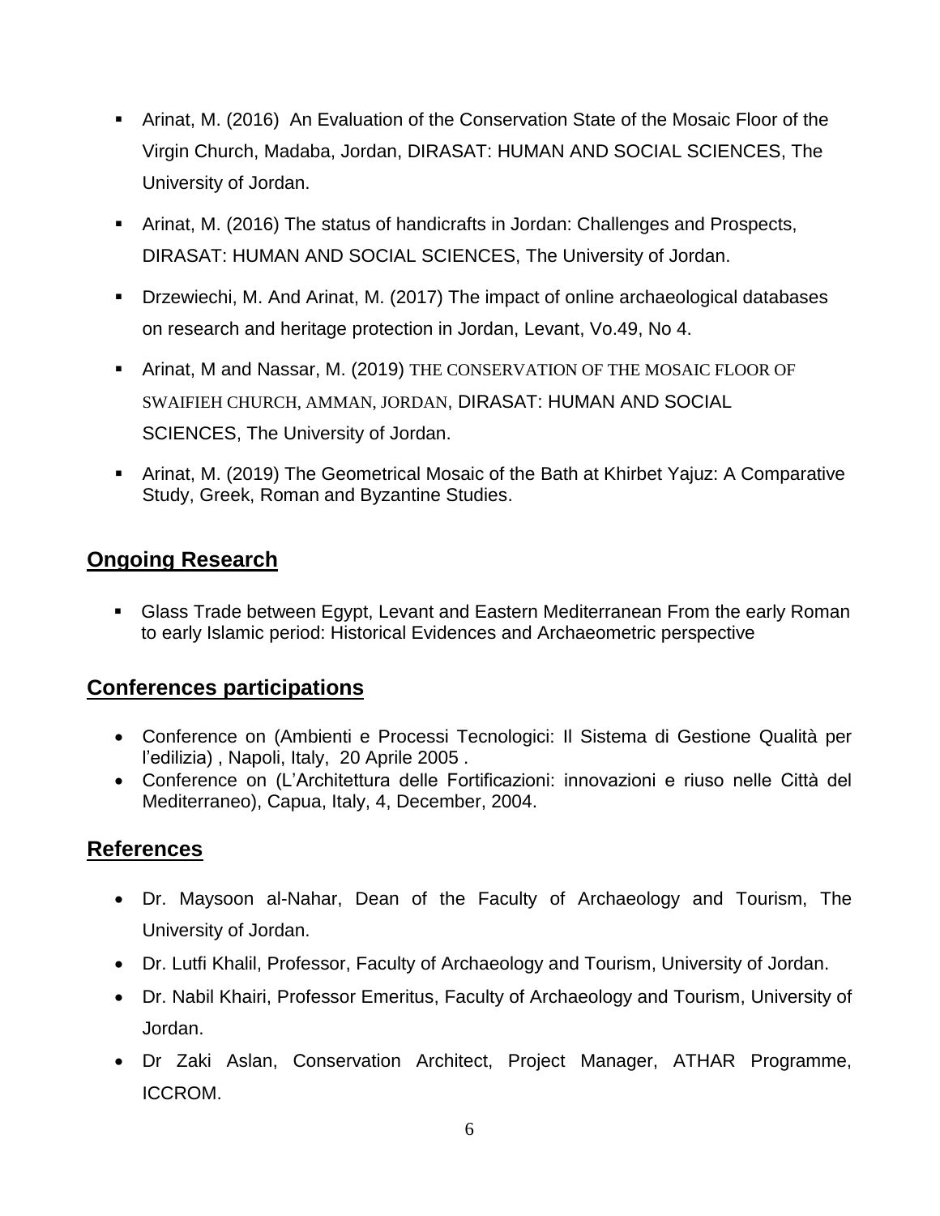- Arinat, M. (2016) An Evaluation of the Conservation State of the Mosaic Floor of the Virgin Church, Madaba, Jordan, DIRASAT: HUMAN AND SOCIAL SCIENCES, The University of Jordan.
- Arinat, M. (2016) The status of handicrafts in Jordan: Challenges and Prospects, DIRASAT: HUMAN AND SOCIAL SCIENCES, The University of Jordan.
- Drzewiechi, M. And Arinat, M. (2017) The impact of online archaeological databases on research and heritage protection in Jordan, Levant, Vo.49, No 4.
- Arinat, M and Nassar, M. (2019) THE CONSERVATION OF THE MOSAIC FLOOR OF SWAIFIEH CHURCH, AMMAN, JORDAN, DIRASAT: HUMAN AND SOCIAL SCIENCES, The University of Jordan.
- Arinat, M. (2019) The Geometrical Mosaic of the Bath at Khirbet Yajuz: A Comparative Study, Greek, Roman and Byzantine Studies.

## Ongoing Research

- Glass Trade between Egypt, Levant and Eastern Mediterranean From the early Roman to early Islamic period: Historical Evidences and Archaeometric perspective

## Conferences participations

- Conference on (Ambienti e Processi Tecnologici: Il Sistema di Gestione Qualità per l'edilizia) , Napoli, Italy, 20 Aprile 2005 .
- Conference on (L'Architettura delle Fortificazioni: innovazioni e riuso nelle Città del Mediterraneo), Capua, Italy, 4, December, 2004.

## References

- Dr. Maysoon al-Nahar, Dean of the Faculty of Archaeology and Tourism, The University of Jordan.
- Dr. Lutfi Khalil, Professor, Faculty of Archaeology and Tourism, University of Jordan.
- Dr. Nabil Khairi, Professor Emeritus, Faculty of Archaeology and Tourism, University of Jordan.
- Dr Zaki Aslan, Conservation Architect, Project Manager, ATHAR Programme, ICCROM.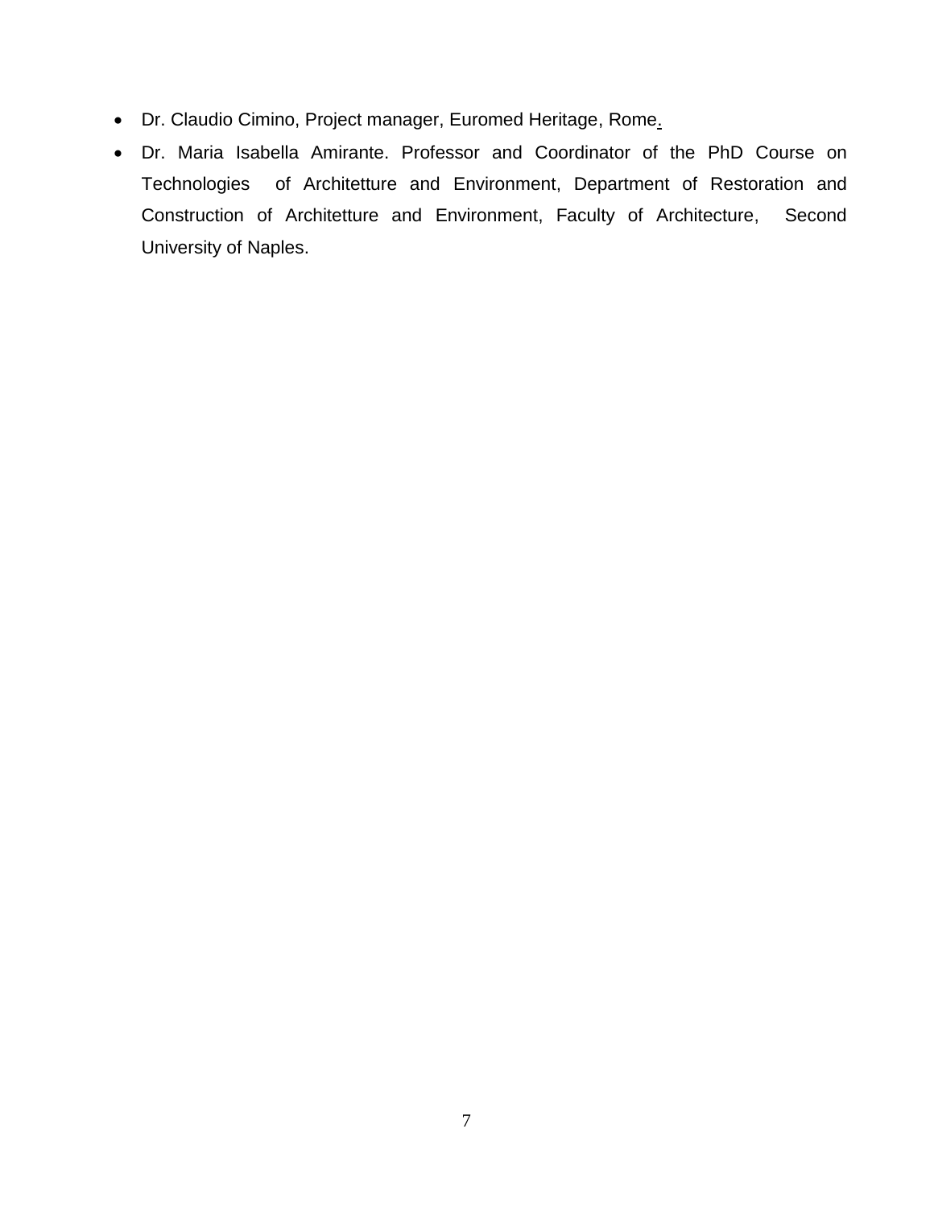- Dr. Claudio Cimino, Project manager, Euromed Heritage, Rome.
- Dr. Maria Isabella Amirante. Professor and Coordinator of the PhD Course on Technologies of Architetture and Environment, Department of Restoration and Construction of Architetture and Environment, Faculty of Architecture, Second University of Naples.